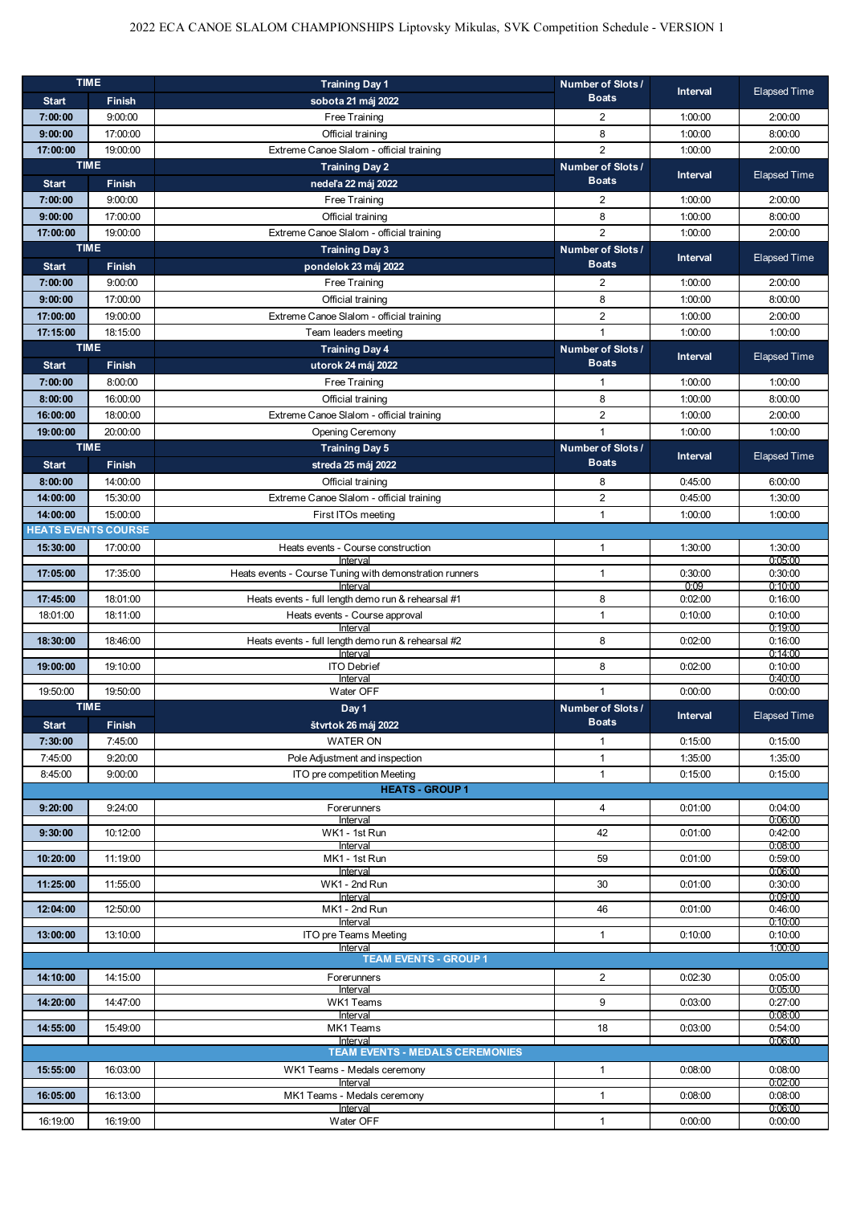# 2022 ECA CANOE SLALOM CHAMPIONSHIPS Liptovsky Mikulas, SVK Competition Schedule - VERSION 1

| TIME | | Training Day 1 | Number of Slots / Boats | Interval | Elapsed Time |
|---|---|---|---|---|---|
| **Start** | **Finish** | **sobota 21 máj 2022** | | | |
| **7:00:00** | 9:00:00 | Free Training | 2 | 1:00:00 | 2:00:00 |
| **9:00:00** | 17:00:00 | Official training | 8 | 1:00:00 | 8:00:00 |
| **17:00:00** | 19:00:00 | Extreme Canoe Slalom - official training | 2 | 1:00:00 | 2:00:00 |
| **TIME** | | **Training Day 2** | **Number of Slots / Boats** | **Interval** | **Elapsed Time** |
| **Start** | **Finish** | **nedeľa 22 máj 2022** | | | |
| **7:00:00** | 9:00:00 | Free Training | 2 | 1:00:00 | 2:00:00 |
| **9:00:00** | 17:00:00 | Official training | 8 | 1:00:00 | 8:00:00 |
| **17:00:00** | 19:00:00 | Extreme Canoe Slalom - official training | 2 | 1:00:00 | 2:00:00 |
| **TIME** | | **Training Day 3** | **Number of Slots / Boats** | **Interval** | **Elapsed Time** |
| **Start** | **Finish** | **pondelok 23 máj 2022** | | | |
| **7:00:00** | 9:00:00 | Free Training | 2 | 1:00:00 | 2:00:00 |
| **9:00:00** | 17:00:00 | Official training | 8 | 1:00:00 | 8:00:00 |
| **17:00:00** | 19:00:00 | Extreme Canoe Slalom - official training | 2 | 1:00:00 | 2:00:00 |
| **17:15:00** | 18:15:00 | Team leaders meeting | 1 | 1:00:00 | 1:00:00 |
| **TIME** | | **Training Day 4** | **Number of Slots / Boats** | **Interval** | **Elapsed Time** |
| **Start** | **Finish** | **utorok 24 máj 2022** | | | |
| **7:00:00** | 8:00:00 | Free Training | 1 | 1:00:00 | 1:00:00 |
| **8:00:00** | 16:00:00 | Official training | 8 | 1:00:00 | 8:00:00 |
| **16:00:00** | 18:00:00 | Extreme Canoe Slalom - official training | 2 | 1:00:00 | 2:00:00 |
| **19:00:00** | 20:00:00 | Opening Ceremony | 1 | 1:00:00 | 1:00:00 |
| **TIME** | | **Training Day 5** | **Number of Slots / Boats** | **Interval** | **Elapsed Time** |
| **Start** | **Finish** | **streda 25 máj 2022** | | | |
| **8:00:00** | 14:00:00 | Official training | 8 | 0:45:00 | 6:00:00 |
| **14:00:00** | 15:30:00 | Extreme Canoe Slalom - official training | 2 | 0:45:00 | 1:30:00 |
| **14:00:00** | 15:00:00 | First ITOs meeting | 1 | 1:00:00 | 1:00:00 |
| **HEATS EVENTS COURSE** | | | | | |
| **15:30:00** | 17:00:00 | Heats events - Course construction | 1 | 1:30:00 | 1:30:00 |
| | | Interval | | | 0:05:00 |
| **17:05:00** | 17:35:00 | Heats events - Course Tuning with demonstration runners | 1 | 0:30:00 | 0:30:00 |
| | | Interval | | 0:09 | 0:10:00 |
| **17:45:00** | 18:01:00 | Heats events - full length demo run & rehearsal #1 | 8 | 0:02:00 | 0:16:00 |
| 18:01:00 | 18:11:00 | Heats events - Course approval | 1 | 0:10:00 | 0:10:00 |
| | | Interval | | | 0:19:00 |
| **18:30:00** | 18:46:00 | Heats events - full length demo run & rehearsal #2 | 8 | 0:02:00 | 0:16:00 |
| | | Interval | | | 0:14:00 |
| **19:00:00** | 19:10:00 | ITO Debrief | 8 | 0:02:00 | 0:10:00 |
| | | Interval | | | 0:40:00 |
| 19:50:00 | 19:50:00 | Water OFF | 1 | 0:00:00 | 0:00:00 |
| **TIME** | | **Day 1** | **Number of Slots / Boats** | **Interval** | **Elapsed Time** |
| **Start** | **Finish** | **štvrtok 26 máj 2022** | | | |
| **7:30:00** | 7:45:00 | WATER ON | 1 | 0:15:00 | 0:15:00 |
| 7:45:00 | 9:20:00 | Pole Adjustment and inspection | 1 | 1:35:00 | 1:35:00 |
| 8:45:00 | 9:00:00 | ITO pre competition Meeting | 1 | 0:15:00 | 0:15:00 |
| | | **HEATS - GROUP 1** | | | |
| **9:20:00** | 9:24:00 | Forerunners | 4 | 0:01:00 | 0:04:00 |
| | | Interval | | | 0:06:00 |
| **9:30:00** | 10:12:00 | WK1 - 1st Run | 42 | 0:01:00 | 0:42:00 |
| | | Interval | | | 0:08:00 |
| **10:20:00** | 11:19:00 | MK1 - 1st Run | 59 | 0:01:00 | 0:59:00 |
| | | Interval | | | 0:06:00 |
| **11:25:00** | 11:55:00 | WK1 - 2nd Run | 30 | 0:01:00 | 0:30:00 |
| | | Interval | | | 0:09:00 |
| **12:04:00** | 12:50:00 | MK1 - 2nd Run | 46 | 0:01:00 | 0:46:00 |
| | | Interval | | | 0:10:00 |
| **13:00:00** | 13:10:00 | ITO pre Teams Meeting | 1 | 0:10:00 | 0:10:00 |
| | | Interval | | | 1:00:00 |
| | | **TEAM EVENTS - GROUP 1** | | | |
| **14:10:00** | 14:15:00 | Forerunners | 2 | 0:02:30 | 0:05:00 |
| | | Interval | | | 0:05:00 |
| **14:20:00** | 14:47:00 | WK1 Teams | 9 | 0:03:00 | 0:27:00 |
| | | Interval | | | 0:08:00 |
| **14:55:00** | 15:49:00 | MK1 Teams | 18 | 0:03:00 | 0:54:00 |
| | | Interval | | | 0:06:00 |
| | | **TEAM EVENTS - MEDALS CEREMONIES** | | | |
| **15:55:00** | 16:03:00 | WK1 Teams - Medals ceremony | 1 | 0:08:00 | 0:08:00 |
| | | Interval | | | 0:02:00 |
| **16:05:00** | 16:13:00 | MK1 Teams - Medals ceremony | 1 | 0:08:00 | 0:08:00 |
| | | Interval | | | 0:06:00 |
| 16:19:00 | 16:19:00 | Water OFF | 1 | 0:00:00 | 0:00:00 |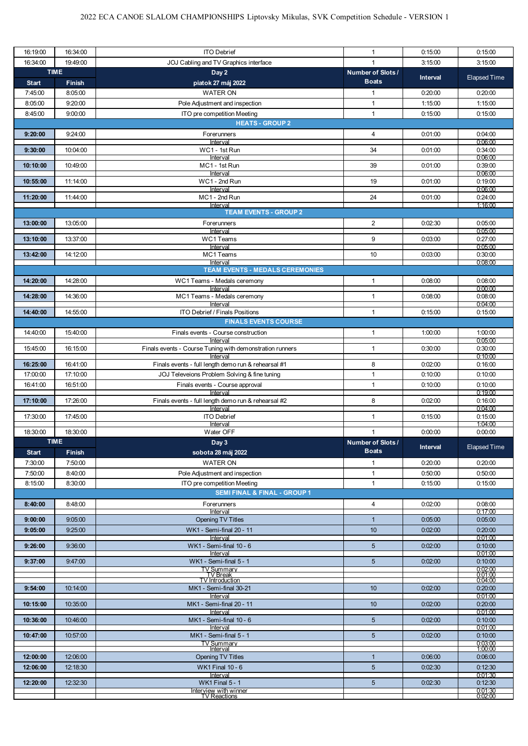# 2022 ECA CANOE SLALOM CHAMPIONSHIPS Liptovsky Mikulas, SVK Competition Schedule - VERSION 1

| Start | Finish | Event | Number of Slots / Boats | Interval | Elapsed Time |
|---|---|---|---|---|---|
| 16:19:00 | 16:34:00 | ITO Debrief | 1 | 0:15:00 | 0:15:00 |
| 16:34:00 | 19:49:00 | JOJ Cabling and TV Graphics interface | 1 | 3:15:00 | 3:15:00 |
| **TIME** | | **Day 2** | **Number of Slots / Boats** | **Interval** | **Elapsed Time** |
| **Start** | **Finish** | **piatok 27 máj 2022** | | | |
| 7:45:00 | 8:05:00 | WATER ON | 1 | 0:20:00 | 0:20:00 |
| 8:05:00 | 9:20:00 | Pole Adjustment and inspection | 1 | 1:15:00 | 1:15:00 |
| 8:45:00 | 9:00:00 | ITO pre competition Meeting | 1 | 0:15:00 | 0:15:00 |
| | | **HEATS - GROUP 2** | | | |
| **9:20:00** | 9:24:00 | Forerunners | 4 | 0:01:00 | 0:04:00 |
| | | Interval | | | 0:06:00 |
| **9:30:00** | 10:04:00 | WC1 - 1st Run | 34 | 0:01:00 | 0:34:00 |
| | | Interval | | | 0:06:00 |
| **10:10:00** | 10:49:00 | MC1 - 1st Run | 39 | 0:01:00 | 0:39:00 |
| | | Interval | | | 0:06:00 |
| **10:55:00** | 11:14:00 | WC1 - 2nd Run | 19 | 0:01:00 | 0:19:00 |
| | | Interval | | | 0:06:00 |
| **11:20:00** | 11:44:00 | MC1 - 2nd Run | 24 | 0:01:00 | 0:24:00 |
| | | Interval | | | 1:16:00 |
| | | **TEAM EVENTS - GROUP 2** | | | |
| **13:00:00** | 13:05:00 | Forerunners | 2 | 0:02:30 | 0:05:00 |
| | | Interval | | | 0:05:00 |
| **13:10:00** | 13:37:00 | WC1 Teams | 9 | 0:03:00 | 0:27:00 |
| | | Interval | | | 0:05:00 |
| **13:42:00** | 14:12:00 | MC1 Teams | 10 | 0:03:00 | 0:30:00 |
| | | Interval | | | 0:08:00 |
| | | **TEAM EVENTS - MEDALS CEREMONIES** | | | |
| **14:20:00** | 14:28:00 | WC1 Teams - Medals ceremony | 1 | 0:08:00 | 0:08:00 |
| | | Interval | | | 0:00:00 |
| **14:28:00** | 14:36:00 | MC1 Teams - Medals ceremony | 1 | 0:08:00 | 0:08:00 |
| | | Interval | | | 0:04:00 |
| **14:40:00** | 14:55:00 | ITO Debrief / Finals Positions | 1 | 0:15:00 | 0:15:00 |
| | | **FINALS EVENTS COURSE** | | | |
| 14:40:00 | 15:40:00 | Finals events - Course construction | 1 | 1:00:00 | 1:00:00 |
| | | Interval | | | 0:05:00 |
| 15:45:00 | 16:15:00 | Finals events - Course Tuning with demonstration runners | 1 | 0:30:00 | 0:30:00 |
| | | Interval | | | 0:10:00 |
| **16:25:00** | 16:41:00 | Finals events - full length demo run & rehearsal #1 | 8 | 0:02:00 | 0:16:00 |
| 17:00:00 | 17:10:00 | JOJ Televeions Problem Solving & fine tuning | 1 | 0:10:00 | 0:10:00 |
| 16:41:00 | 16:51:00 | Finals events - Course approval | 1 | 0:10:00 | 0:10:00 |
| | | Interval | | | 0:19:00 |
| **17:10:00** | 17:26:00 | Finals events - full length demo run & rehearsal #2 | 8 | 0:02:00 | 0:16:00 |
| | | Interval | | | 0:04:00 |
| 17:30:00 | 17:45:00 | ITO Debrief | 1 | 0:15:00 | 0:15:00 |
| | | Interval | | | 1:04:00 |
| 18:30:00 | 18:30:00 | Water OFF | 1 | 0:00:00 | 0:00:00 |
| **TIME** | | **Day 3** | **Number of Slots / Boats** | **Interval** | **Elapsed Time** |
| **Start** | **Finish** | **sobota 28 máj 2022** | | | |
| 7:30:00 | 7:50:00 | WATER ON | 1 | 0:20:00 | 0:20:00 |
| 7:50:00 | 8:40:00 | Pole Adjustment and inspection | 1 | 0:50:00 | 0:50:00 |
| 8:15:00 | 8:30:00 | ITO pre competition Meeting | 1 | 0:15:00 | 0:15:00 |
| | | **SEMI FINAL & FINAL - GROUP 1** | | | |
| **8:40:00** | 8:48:00 | Forerunners | 4 | 0:02:00 | 0:08:00 |
| | | Interval | | | 0:17:00 |
| **9:00:00** | 9:05:00 | Opening TV Titles | 1 | 0:05:00 | 0:05:00 |
| **9:05:00** | 9:25:00 | WK1 - Semi-final 20 - 11 | 10 | 0:02:00 | 0:20:00 |
| | | Interval | | | 0:01:00 |
| **9:26:00** | 9:36:00 | WK1 - Semi-final 10 - 6 | 5 | 0:02:00 | 0:10:00 |
| | | Interval | | | 0:01:00 |
| **9:37:00** | 9:47:00 | WK1 - Semi-final 5 - 1 | 5 | 0:02:00 | 0:10:00 |
| | | TV Summary | | | 0:02:00 |
| | | TV Break | | | 0:01:00 |
| | | TV Introduction | | | 0:04:00 |
| **9:54:00** | 10:14:00 | MK1 - Semi-final 30-21 | 10 | 0:02:00 | 0:20:00 |
| | | Interval | | | 0:01:00 |
| **10:15:00** | 10:35:00 | MK1 - Semi-final 20 - 11 | 10 | 0:02:00 | 0:20:00 |
| | | Interval | | | 0:01:00 |
| **10:36:00** | 10:46:00 | MK1 - Semi-final 10 - 6 | 5 | 0:02:00 | 0:10:00 |
| | | Interval | | | 0:01:00 |
| **10:47:00** | 10:57:00 | MK1 - Semi-final 5 - 1 | 5 | 0:02:00 | 0:10:00 |
| | | TV Summary | | | 0:03:00 |
| | | Interval | | | 1:00:00 |
| **12:00:00** | 12:06:00 | Opening TV Titles | 1 | 0:06:00 | 0:06:00 |
| **12:06:00** | 12:18:30 | WK1 Final 10 - 6 | 5 | 0:02:30 | 0:12:30 |
| | | Interval | | | 0:01:30 |
| **12:20:00** | 12:32:30 | WK1 Final 5 - 1 | 5 | 0:02:30 | 0:12:30 |
| | | Interview with winner | | | 0:01:30 |
| | | TV Reactions | | | 0:02:00 |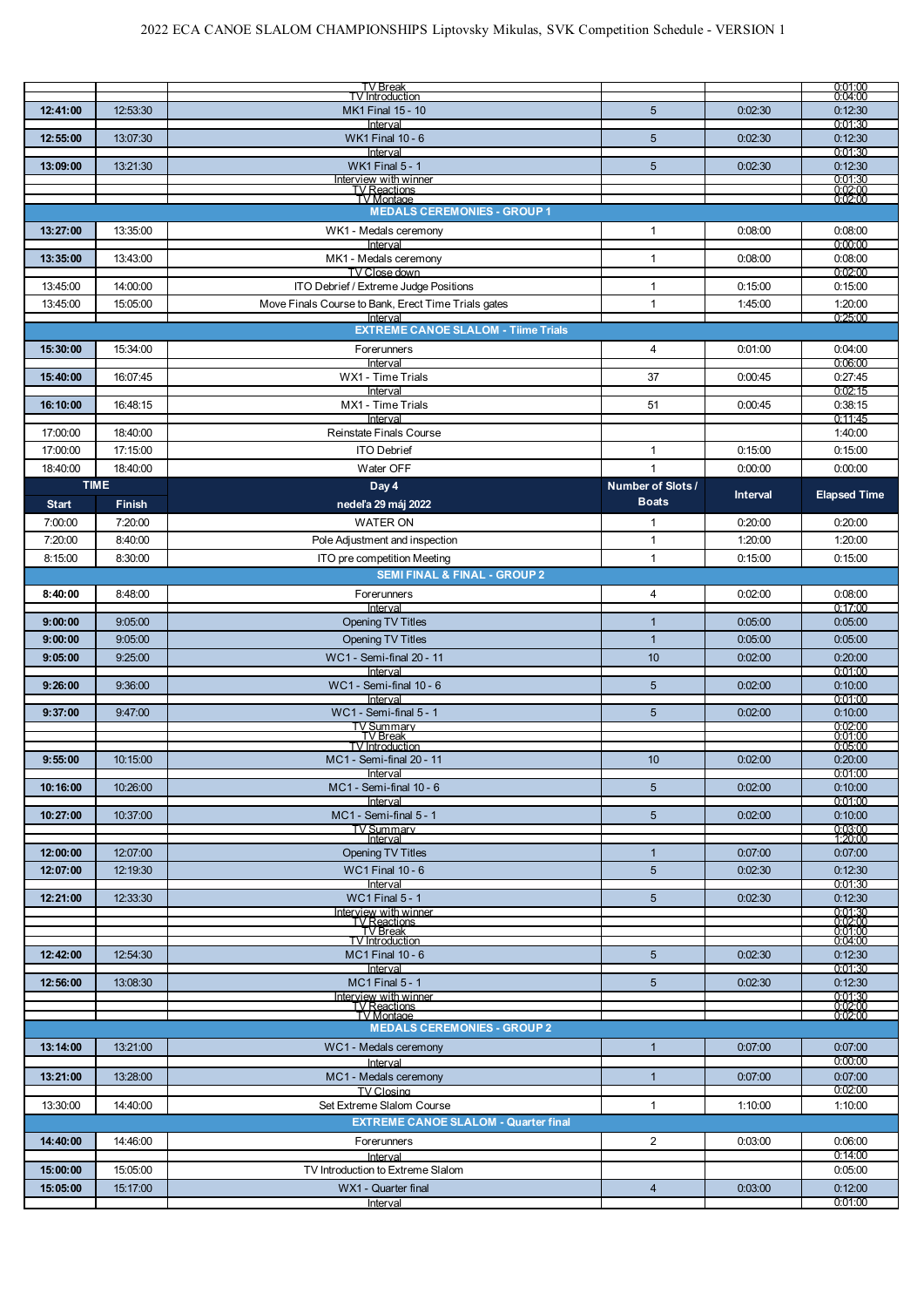# 2022 ECA CANOE SLALOM CHAMPIONSHIPS Liptovsky Mikulas, SVK Competition Schedule - VERSION 1

| Start | Finish | Event | Number of Slots / Boats | Interval | Elapsed Time |
|---|---|---|---|---|---|
| | | TV Break | | | 0:01:00 |
| | | TV Introduction | | | 0:04:00 |
| **12:41:00** | 12:53:30 | MK1 Final 15 - 10 | 5 | 0:02:30 | 0:12:30 |
| | | Interval | | | 0:01:30 |
| **12:55:00** | 13:07:30 | WK1 Final 10 - 6 | 5 | 0:02:30 | 0:12:30 |
| | | Interval | | | 0:01:30 |
| **13:09:00** | 13:21:30 | WK1 Final 5 - 1 | 5 | 0:02:30 | 0:12:30 |
| | | Interview with winner | | | 0:01:30 |
| | | TV Reactions | | | 0:02:00 |
| | | TV Montage | | | 0:02:00 |
| | | **MEDALS CEREMONIES - GROUP 1** | | | |
| **13:27:00** | 13:35:00 | WK1 - Medals ceremony | 1 | 0:08:00 | 0:08:00 |
| | | Interval | | | 0:00:00 |
| **13:35:00** | 13:43:00 | MK1 - Medals ceremony | 1 | 0:08:00 | 0:08:00 |
| | | TV Close down | | | 0:02:00 |
| 13:45:00 | 14:00:00 | ITO Debrief / Extreme Judge Positions | 1 | 0:15:00 | 0:15:00 |
| 13:45:00 | 15:05:00 | Move Finals Course to Bank, Erect Time Trials gates | 1 | 1:45:00 | 1:20:00 |
| | | Interval | | | 0:25:00 |
| | | **EXTREME CANOE SLALOM - Tiime Trials** | | | |
| **15:30:00** | 15:34:00 | Forerunners | 4 | 0:01:00 | 0:04:00 |
| | | Interval | | | 0:06:00 |
| **15:40:00** | 16:07:45 | WX1 - Time Trials | 37 | 0:00:45 | 0:27:45 |
| | | Interval | | | 0:02:15 |
| **16:10:00** | 16:48:15 | MX1 - Time Trials | 51 | 0:00:45 | 0:38:15 |
| | | Interval | | | 0:11:45 |
| 17:00:00 | 18:40:00 | Reinstate Finals Course | | | 1:40:00 |
| 17:00:00 | 17:15:00 | ITO Debrief | 1 | 0:15:00 | 0:15:00 |
| 18:40:00 | 18:40:00 | Water OFF | 1 | 0:00:00 | 0:00:00 |
| **TIME** | | **Day 4** | **Number of Slots / Boats** | **Interval** | **Elapsed Time** |
| **Start** | **Finish** | **nedeľa 29 máj 2022** | | | |
| 7:00:00 | 7:20:00 | WATER ON | 1 | 0:20:00 | 0:20:00 |
| 7:20:00 | 8:40:00 | Pole Adjustment and inspection | 1 | 1:20:00 | 1:20:00 |
| 8:15:00 | 8:30:00 | ITO pre competition Meeting | 1 | 0:15:00 | 0:15:00 |
| | | **SEMI FINAL & FINAL - GROUP 2** | | | |
| **8:40:00** | 8:48:00 | Forerunners | 4 | 0:02:00 | 0:08:00 |
| | | Interval | | | 0:17:00 |
| **9:00:00** | 9:05:00 | Opening TV Titles | 1 | 0:05:00 | 0:05:00 |
| **9:00:00** | 9:05:00 | Opening TV Titles | 1 | 0:05:00 | 0:05:00 |
| **9:05:00** | 9:25:00 | WC1 - Semi-final 20 - 11 | 10 | 0:02:00 | 0:20:00 |
| | | Interval | | | 0:01:00 |
| **9:26:00** | 9:36:00 | WC1 - Semi-final 10 - 6 | 5 | 0:02:00 | 0:10:00 |
| | | Interval | | | 0:01:00 |
| **9:37:00** | 9:47:00 | WC1 - Semi-final 5 - 1 | 5 | 0:02:00 | 0:10:00 |
| | | TV Summary | | | 0:02:00 |
| | | TV Break | | | 0:01:00 |
| | | TV Introduction | | | 0:05:00 |
| **9:55:00** | 10:15:00 | MC1 - Semi-final 20 - 11 | 10 | 0:02:00 | 0:20:00 |
| | | Interval | | | 0:01:00 |
| **10:16:00** | 10:26:00 | MC1 - Semi-final 10 - 6 | 5 | 0:02:00 | 0:10:00 |
| | | Interval | | | 0:01:00 |
| **10:27:00** | 10:37:00 | MC1 - Semi-final 5 - 1 | 5 | 0:02:00 | 0:10:00 |
| | | TV Summary | | | 0:03:00 |
| | | Interval | | | 1:20:00 |
| **12:00:00** | 12:07:00 | Opening TV Titles | 1 | 0:07:00 | 0:07:00 |
| **12:07:00** | 12:19:30 | WC1 Final 10 - 6 | 5 | 0:02:30 | 0:12:30 |
| | | Interval | | | 0:01:30 |
| **12:21:00** | 12:33:30 | WC1 Final 5 - 1 | 5 | 0:02:30 | 0:12:30 |
| | | Interview with winner | | | 0:01:30 |
| | | TV Reactions | | | 0:02:00 |
| | | TV Break | | | 0:01:00 |
| | | TV Introduction | | | 0:04:00 |
| **12:42:00** | 12:54:30 | MC1 Final 10 - 6 | 5 | 0:02:30 | 0:12:30 |
| | | Interval | | | 0:01:30 |
| **12:56:00** | 13:08:30 | MC1 Final 5 - 1 | 5 | 0:02:30 | 0:12:30 |
| | | Interview with winner | | | 0:01:30 |
| | | TV Reactions | | | 0:02:00 |
| | | TV Montage | | | 0:02:00 |
| | | **MEDALS CEREMONIES - GROUP 2** | | | |
| **13:14:00** | 13:21:00 | WC1 - Medals ceremony | 1 | 0:07:00 | 0:07:00 |
| | | Interval | | | 0:00:00 |
| **13:21:00** | 13:28:00 | MC1 - Medals ceremony | 1 | 0:07:00 | 0:07:00 |
| | | TV Closing | | | 0:02:00 |
| 13:30:00 | 14:40:00 | Set Extreme Slalom Course | 1 | 1:10:00 | 1:10:00 |
| | | **EXTREME CANOE SLALOM - Quarter final** | | | |
| **14:40:00** | 14:46:00 | Forerunners | 2 | 0:03:00 | 0:06:00 |
| | | Interval | | | 0:14:00 |
| **15:00:00** | 15:05:00 | TV Introduction to Extreme Slalom | | | 0:05:00 |
| **15:05:00** | 15:17:00 | WX1 - Quarter final | 4 | 0:03:00 | 0:12:00 |
| | | Interval | | | 0:01:00 |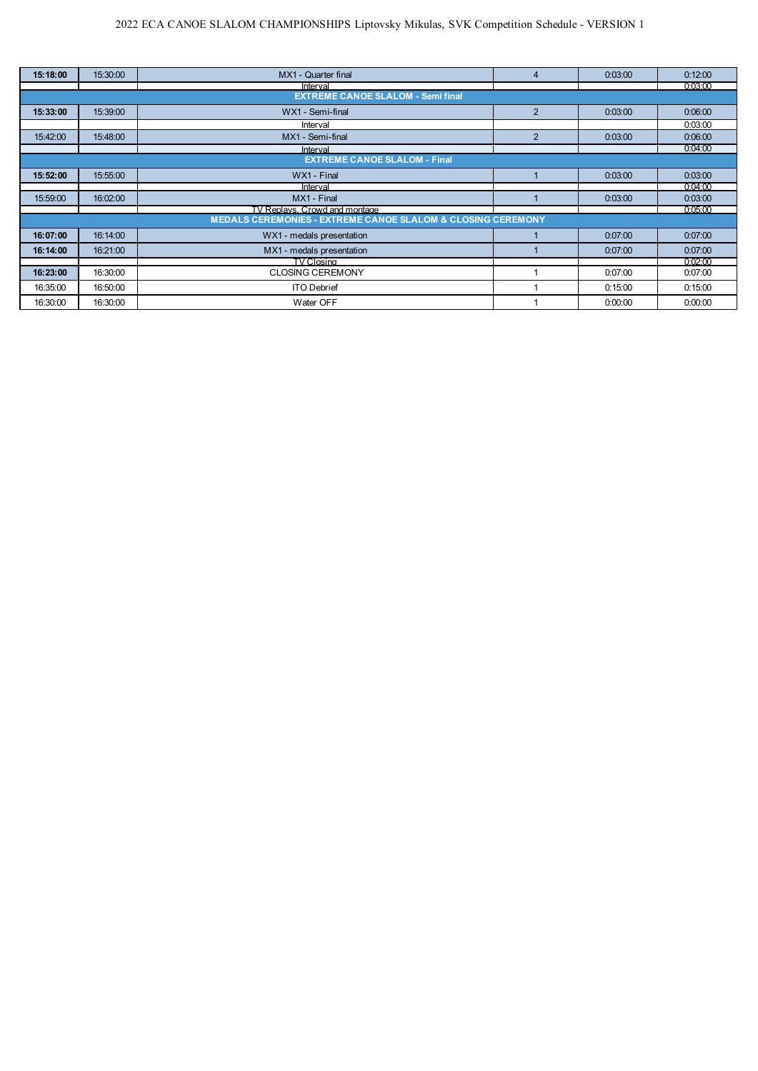| | | | | | |
|---|---|---|---|---|---|
| **15:18:00** | 15:30:00 | MX1 - Quarter final | 4 | 0:03:00 | 0:12:00 |
| | | Interval | | | 0:03:00 |
| **EXTREME CANOE SLALOM - Semi final** | | | | | |
| **15:33:00** | 15:39:00 | WX1 - Semi-final | 2 | 0:03:00 | 0:06:00 |
| | | Interval | | | 0:03:00 |
| 15:42:00 | 15:48:00 | MX1 - Semi-final | 2 | 0:03:00 | 0:06:00 |
| | | Interval | | | 0:04:00 |
| **EXTREME CANOE SLALOM - Final** | | | | | |
| **15:52:00** | 15:55:00 | WX1 - Final | 1 | 0:03:00 | 0:03:00 |
| | | Interval | | | 0:04:00 |
| 15:59:00 | 16:02:00 | MX1 - Final | 1 | 0:03:00 | 0:03:00 |
| | | TV Replays, Crowd and montage | | | 0:05:00 |
| **MEDALS CEREMONIES - EXTREME CANOE SLALOM & CLOSING CEREMONY** | | | | | |
| **16:07:00** | 16:14:00 | WX1 - medals presentation | 1 | 0:07:00 | 0:07:00 |
| **16:14:00** | 16:21:00 | MX1 - medals presentation | 1 | 0:07:00 | 0:07:00 |
| | | TV Closing | | | 0:02:00 |
| **16:23:00** | 16:30:00 | CLOSING CEREMONY | 1 | 0:07:00 | 0:07:00 |
| 16:35:00 | 16:50:00 | ITO Debrief | 1 | 0:15:00 | 0:15:00 |
| 16:30:00 | 16:30:00 | Water OFF | 1 | 0:00:00 | 0:00:00 |